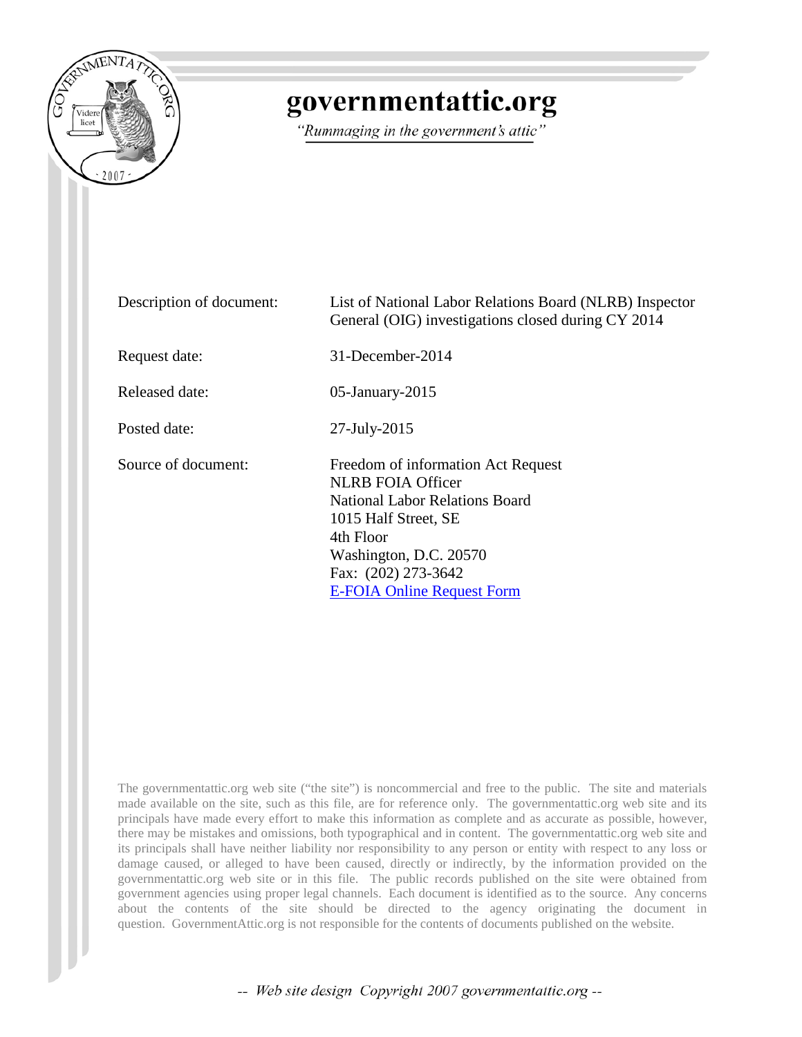# governmentattic.org

*"Rummaging in the government's attic"*

| | |
|---|---|
| Description of document: | List of National Labor Relations Board (NLRB) Inspector General (OIG) investigations closed during CY 2014 |
| Request date: | 31-December-2014 |
| Released date: | 05-January-2015 |
| Posted date: | 27-July-2015 |
| Source of document: | Freedom of information Act Request<br>NLRB FOIA Officer<br>National Labor Relations Board<br>1015 Half Street, SE<br>4th Floor<br>Washington, D.C. 20570<br>Fax: (202) 273-3642<br>E-FOIA Online Request Form |

The governmentattic.org web site ("the site") is noncommercial and free to the public. The site and materials made available on the site, such as this file, are for reference only. The governmentattic.org web site and its principals have made every effort to make this information as complete and as accurate as possible, however, there may be mistakes and omissions, both typographical and in content. The governmentattic.org web site and its principals shall have neither liability nor responsibility to any person or entity with respect to any loss or damage caused, or alleged to have been caused, directly or indirectly, by the information provided on the governmentattic.org web site or in this file. The public records published on the site were obtained from government agencies using proper legal channels. Each document is identified as to the source. Any concerns about the contents of the site should be directed to the agency originating the document in question. GovernmentAttic.org is not responsible for the contents of documents published on the website.

-- Web site design Copyright 2007 governmentattic.org --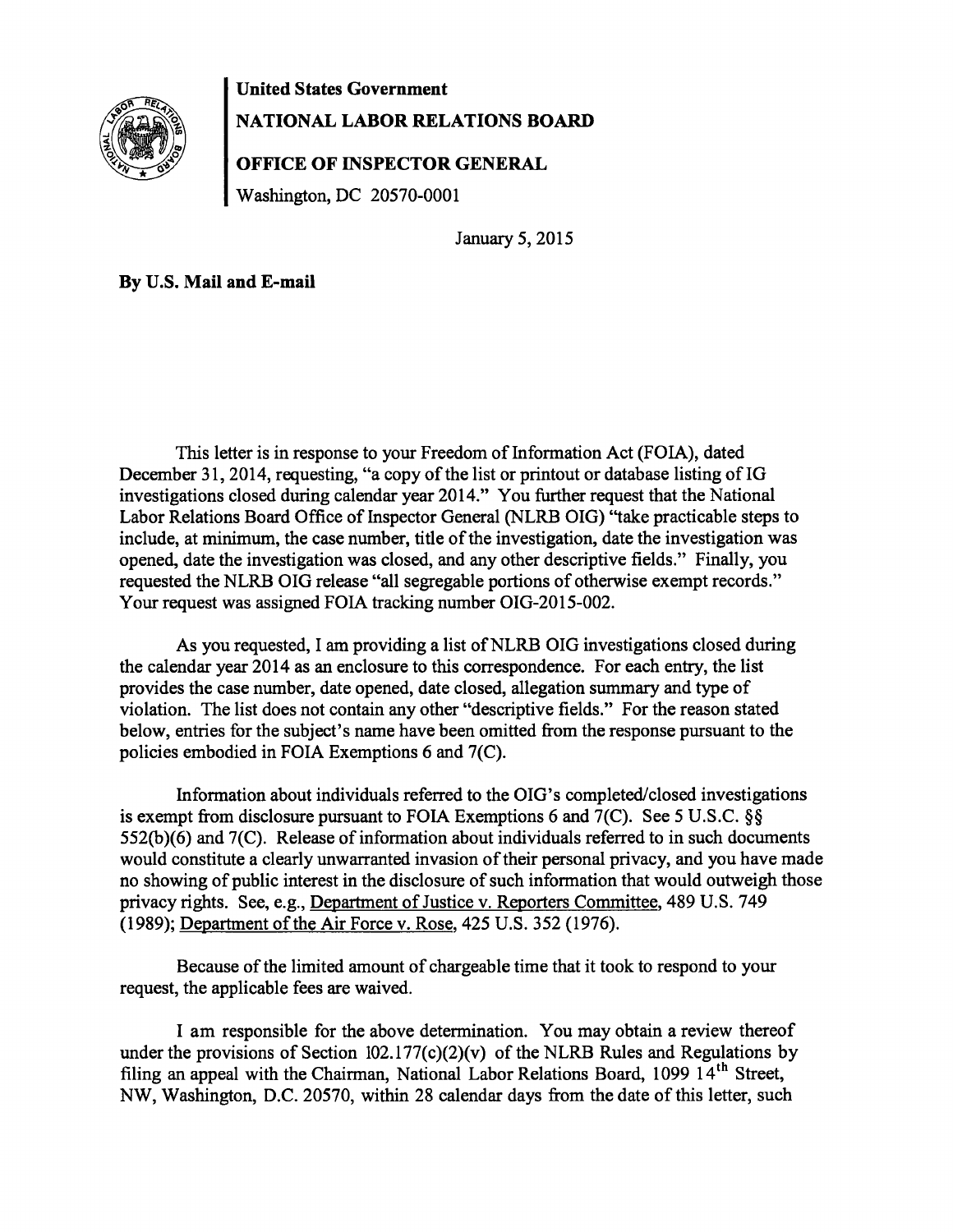**United States Government**

**NATIONAL LABOR RELATIONS BOARD**

**OFFICE OF INSPECTOR GENERAL**

Washington, DC 20570-0001

January 5, 2015

**By U.S. Mail and E-mail**

This letter is in response to your Freedom of Information Act (FOIA), dated December 31, 2014, requesting, "a copy of the list or printout or database listing of IG investigations closed during calendar year 2014." You further request that the National Labor Relations Board Office of Inspector General (NLRB OIG) "take practicable steps to include, at minimum, the case number, title of the investigation, date the investigation was opened, date the investigation was closed, and any other descriptive fields." Finally, you requested the NLRB OIG release "all segregable portions of otherwise exempt records." Your request was assigned FOIA tracking number OIG-2015-002.

As you requested, I am providing a list of NLRB OIG investigations closed during the calendar year 2014 as an enclosure to this correspondence. For each entry, the list provides the case number, date opened, date closed, allegation summary and type of violation. The list does not contain any other "descriptive fields." For the reason stated below, entries for the subject's name have been omitted from the response pursuant to the policies embodied in FOIA Exemptions 6 and 7(C).

Information about individuals referred to the OIG's completed/closed investigations is exempt from disclosure pursuant to FOIA Exemptions 6 and 7(C). See 5 U.S.C. §§ 552(b)(6) and 7(C). Release of information about individuals referred to in such documents would constitute a clearly unwarranted invasion of their personal privacy, and you have made no showing of public interest in the disclosure of such information that would outweigh those privacy rights. See, e.g., Department of Justice v. Reporters Committee, 489 U.S. 749 (1989); Department of the Air Force v. Rose, 425 U.S. 352 (1976).

Because of the limited amount of chargeable time that it took to respond to your request, the applicable fees are waived.

I am responsible for the above determination. You may obtain a review thereof under the provisions of Section 102.177(c)(2)(v) of the NLRB Rules and Regulations by filing an appeal with the Chairman, National Labor Relations Board, 1099 14th Street, NW, Washington, D.C. 20570, within 28 calendar days from the date of this letter, such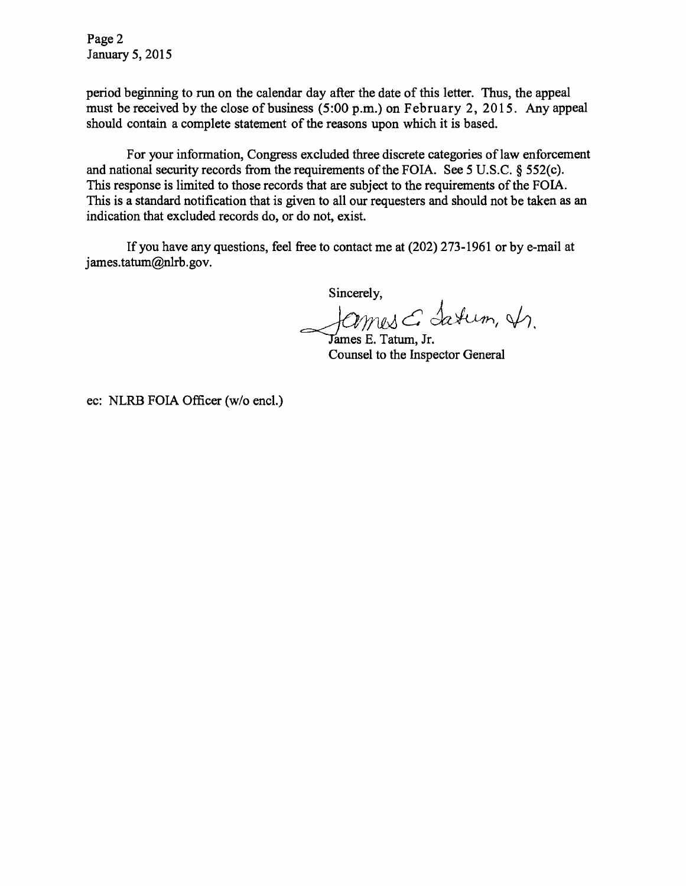period beginning to run on the calendar day after the date of this letter. Thus, the appeal must be received by the close of business (5:00 p.m.) on February 2, 2015. Any appeal should contain a complete statement of the reasons upon which it is based.

For your information, Congress excluded three discrete categories of law enforcement and national security records from the requirements of the FOIA. See 5 U.S.C. § 552(c). This response is limited to those records that are subject to the requirements of the FOIA. This is a standard notification that is given to all our requesters and should not be taken as an indication that excluded records do, or do not, exist.

If you have any questions, feel free to contact me at (202) 273-1961 or by e-mail at james.tatum@nlrb.gov.

Sincerely,

James E. Tatum, Jr.

James E. Tatum, Jr.
Counsel to the Inspector General

ec: NLRB FOIA Officer (w/o encl.)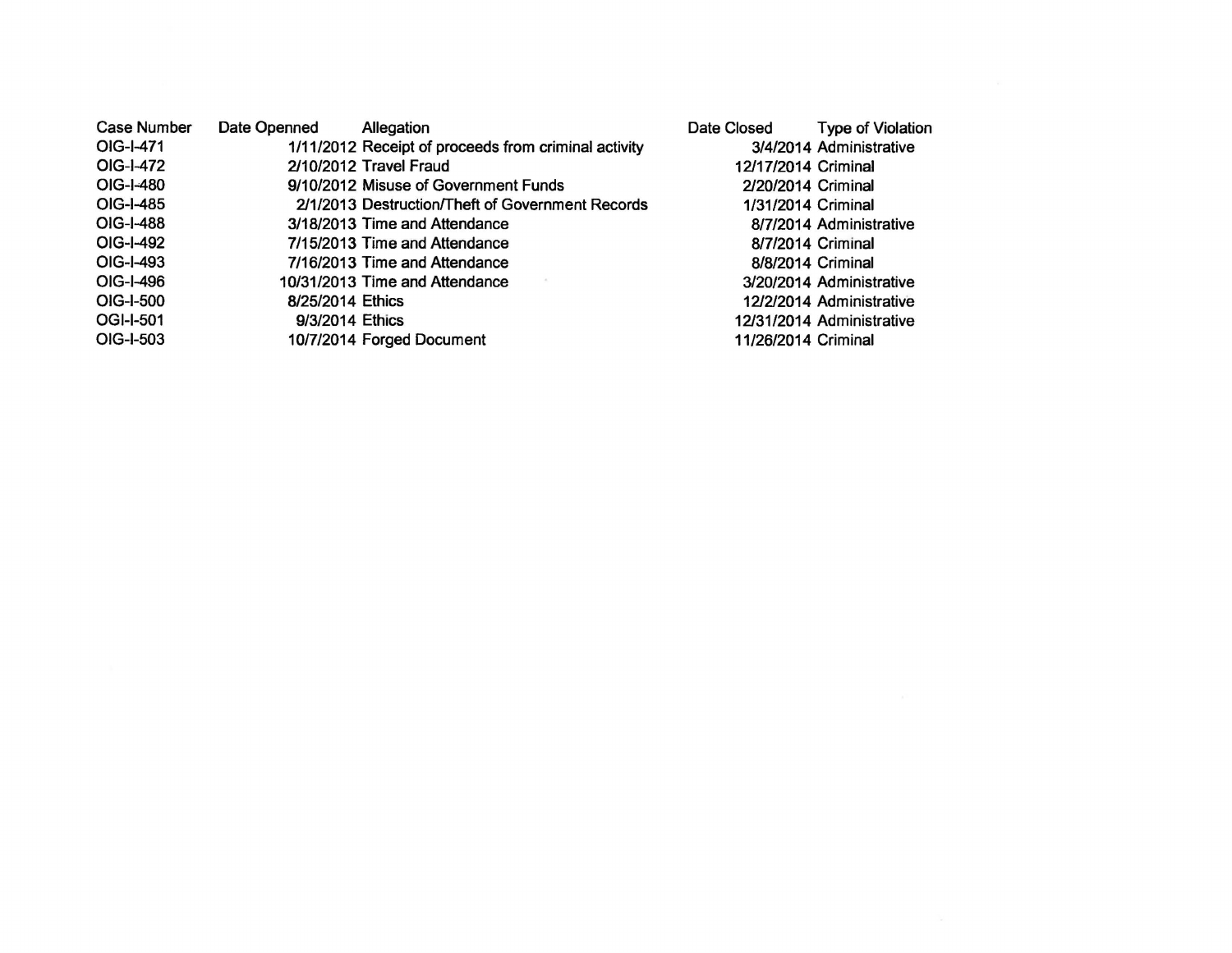| Case Number | Date Openned | Allegation | Date Closed | Type of Violation |
| --- | --- | --- | --- | --- |
| OIG-I-471 | 1/11/2012 | Receipt of proceeds from criminal activity | 3/4/2014 | Administrative |
| OIG-I-472 | 2/10/2012 | Travel Fraud | 12/17/2014 | Criminal |
| OIG-I-480 | 9/10/2012 | Misuse of Government Funds | 2/20/2014 | Criminal |
| OIG-I-485 | 2/1/2013 | Destruction/Theft of Government Records | 1/31/2014 | Criminal |
| OIG-I-488 | 3/18/2013 | Time and Attendance | 8/7/2014 | Administrative |
| OIG-I-492 | 7/15/2013 | Time and Attendance | 8/7/2014 | Criminal |
| OIG-I-493 | 7/16/2013 | Time and Attendance | 8/8/2014 | Criminal |
| OIG-I-496 | 10/31/2013 | Time and Attendance | 3/20/2014 | Administrative |
| OIG-I-500 | 8/25/2014 | Ethics | 12/2/2014 | Administrative |
| OGI-I-501 | 9/3/2014 | Ethics | 12/31/2014 | Administrative |
| OIG-I-503 | 10/7/2014 | Forged Document | 11/26/2014 | Criminal |